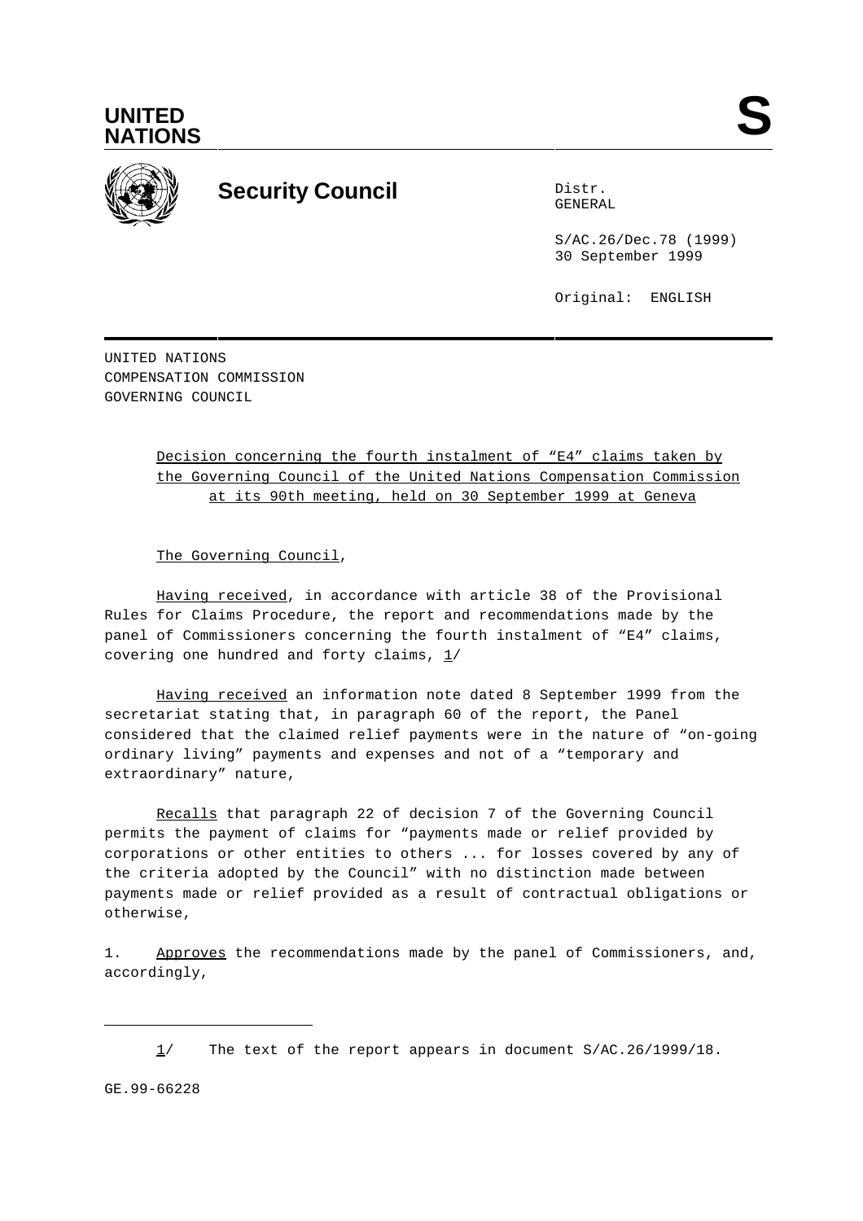UNITED NATIONS

# Security Council

Distr.
GENERAL

S/AC.26/Dec.78 (1999)
30 September 1999

Original: ENGLISH

UNITED NATIONS
COMPENSATION COMMISSION
GOVERNING COUNCIL

Decision concerning the fourth instalment of "E4" claims taken by the Governing Council of the United Nations Compensation Commission at its 90th meeting, held on 30 September 1999 at Geneva

The Governing Council,

Having received, in accordance with article 38 of the Provisional Rules for Claims Procedure, the report and recommendations made by the panel of Commissioners concerning the fourth instalment of "E4" claims, covering one hundred and forty claims, 1/

Having received an information note dated 8 September 1999 from the secretariat stating that, in paragraph 60 of the report, the Panel considered that the claimed relief payments were in the nature of "on-going ordinary living" payments and expenses and not of a "temporary and extraordinary" nature,

Recalls that paragraph 22 of decision 7 of the Governing Council permits the payment of claims for "payments made or relief provided by corporations or other entities to others ... for losses covered by any of the criteria adopted by the Council" with no distinction made between payments made or relief provided as a result of contractual obligations or otherwise,

1. Approves the recommendations made by the panel of Commissioners, and, accordingly,

1/ The text of the report appears in document S/AC.26/1999/18.

GE.99-66228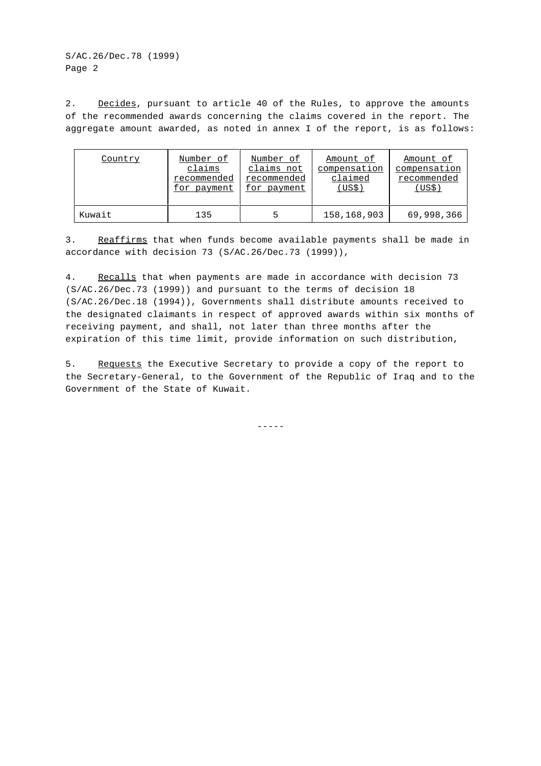2. Decides, pursuant to article 40 of the Rules, to approve the amounts of the recommended awards concerning the claims covered in the report. The aggregate amount awarded, as noted in annex I of the report, is as follows:

| Country | Number of claims recommended for payment | Number of claims not recommended for payment | Amount of compensation claimed (US$) | Amount of compensation recommended (US$) |
|---|---|---|---|---|
| Kuwait | 135 | 5 | 158,168,903 | 69,998,366 |

3. Reaffirms that when funds become available payments shall be made in accordance with decision 73 (S/AC.26/Dec.73 (1999)),

4. Recalls that when payments are made in accordance with decision 73 (S/AC.26/Dec.73 (1999)) and pursuant to the terms of decision 18 (S/AC.26/Dec.18 (1994)), Governments shall distribute amounts received to the designated claimants in respect of approved awards within six months of receiving payment, and shall, not later than three months after the expiration of this time limit, provide information on such distribution,

5. Requests the Executive Secretary to provide a copy of the report to the Secretary-General, to the Government of the Republic of Iraq and to the Government of the State of Kuwait.

-----